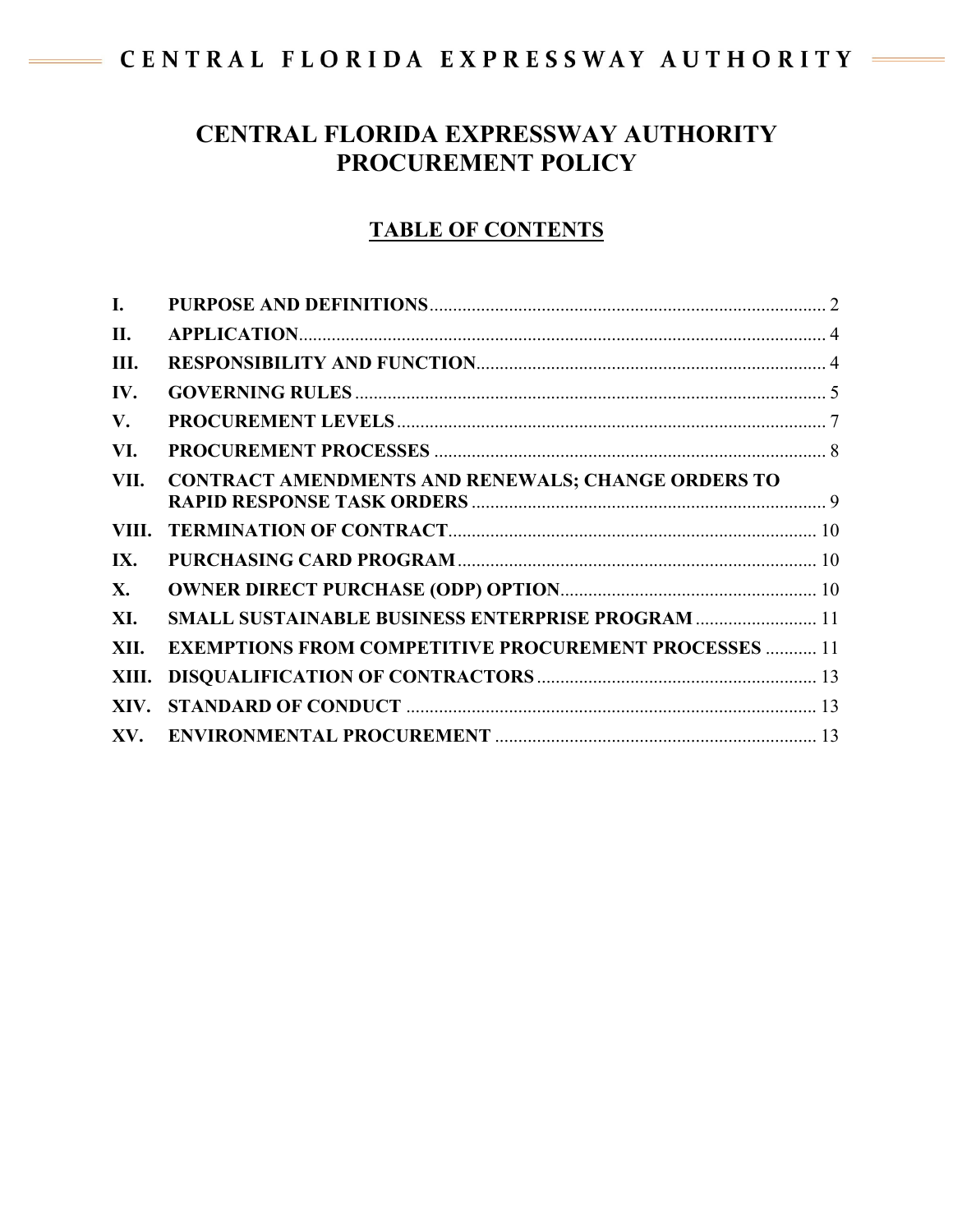# CENTRAL FLORIDA EXPRESSWAY AUTHORITY PROCUREMENT POLICY

## TABLE OF CONTENTS

| | | |
|---|---|---|
| I. | PURPOSE AND DEFINITIONS | 2 |
| II. | APPLICATION | 4 |
| III. | RESPONSIBILITY AND FUNCTION | 4 |
| IV. | GOVERNING RULES | 5 |
| V. | PROCUREMENT LEVELS | 7 |
| VI. | PROCUREMENT PROCESSES | 8 |
| VII. | CONTRACT AMENDMENTS AND RENEWALS; CHANGE ORDERS TO RAPID RESPONSE TASK ORDERS | 9 |
| VIII. | TERMINATION OF CONTRACT | 10 |
| IX. | PURCHASING CARD PROGRAM | 10 |
| X. | OWNER DIRECT PURCHASE (ODP) OPTION | 10 |
| XI. | SMALL SUSTAINABLE BUSINESS ENTERPRISE PROGRAM | 11 |
| XII. | EXEMPTIONS FROM COMPETITIVE PROCUREMENT PROCESSES | 11 |
| XIII. | DISQUALIFICATION OF CONTRACTORS | 13 |
| XIV. | STANDARD OF CONDUCT | 13 |
| XV. | ENVIRONMENTAL PROCUREMENT | 13 |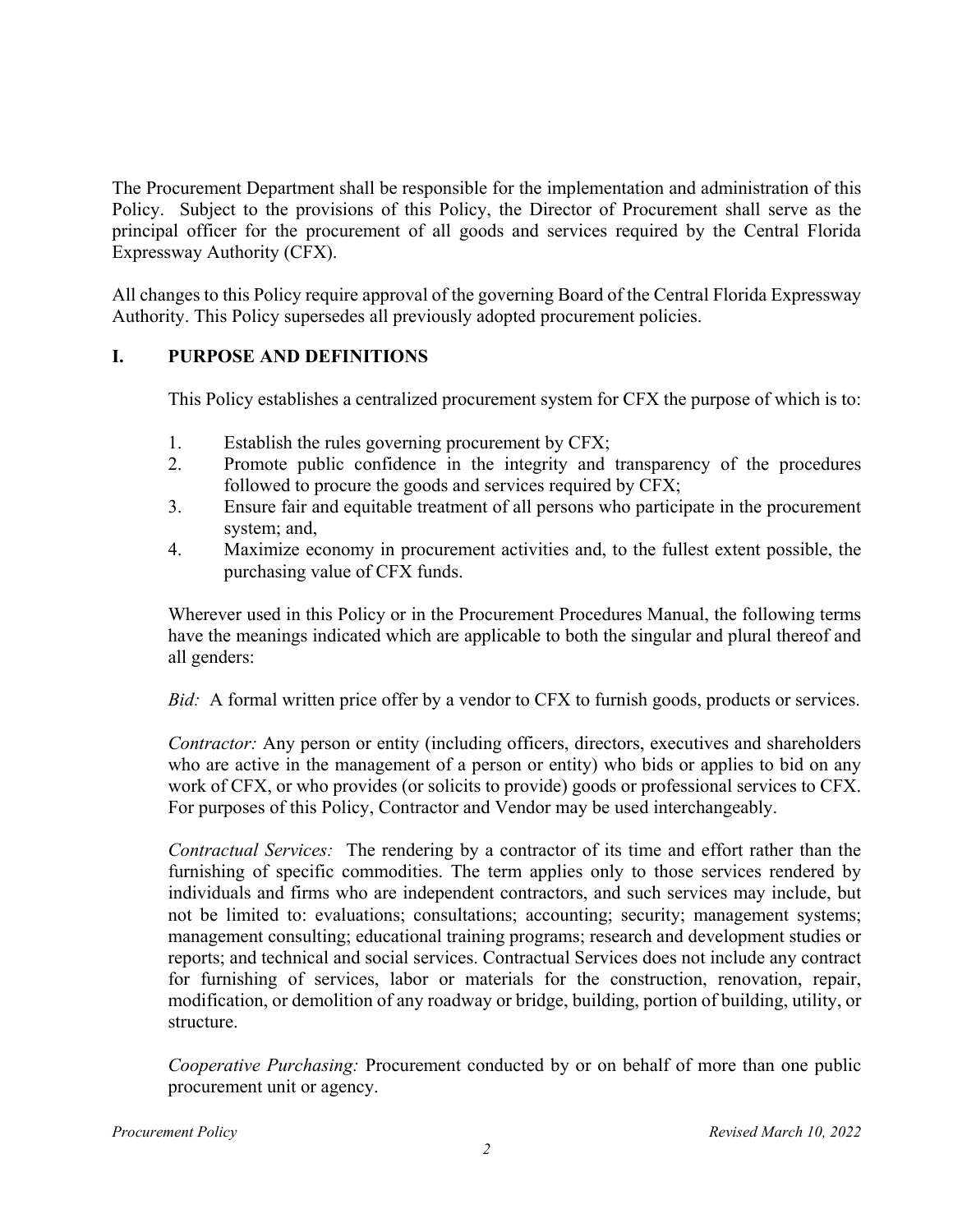The Procurement Department shall be responsible for the implementation and administration of this Policy. Subject to the provisions of this Policy, the Director of Procurement shall serve as the principal officer for the procurement of all goods and services required by the Central Florida Expressway Authority (CFX).

All changes to this Policy require approval of the governing Board of the Central Florida Expressway Authority. This Policy supersedes all previously adopted procurement policies.

## I. PURPOSE AND DEFINITIONS

This Policy establishes a centralized procurement system for CFX the purpose of which is to:

1. Establish the rules governing procurement by CFX;
2. Promote public confidence in the integrity and transparency of the procedures followed to procure the goods and services required by CFX;
3. Ensure fair and equitable treatment of all persons who participate in the procurement system; and,
4. Maximize economy in procurement activities and, to the fullest extent possible, the purchasing value of CFX funds.

Wherever used in this Policy or in the Procurement Procedures Manual, the following terms have the meanings indicated which are applicable to both the singular and plural thereof and all genders:

*Bid:* A formal written price offer by a vendor to CFX to furnish goods, products or services.

*Contractor:* Any person or entity (including officers, directors, executives and shareholders who are active in the management of a person or entity) who bids or applies to bid on any work of CFX, or who provides (or solicits to provide) goods or professional services to CFX. For purposes of this Policy, Contractor and Vendor may be used interchangeably.

*Contractual Services:* The rendering by a contractor of its time and effort rather than the furnishing of specific commodities. The term applies only to those services rendered by individuals and firms who are independent contractors, and such services may include, but not be limited to: evaluations; consultations; accounting; security; management systems; management consulting; educational training programs; research and development studies or reports; and technical and social services. Contractual Services does not include any contract for furnishing of services, labor or materials for the construction, renovation, repair, modification, or demolition of any roadway or bridge, building, portion of building, utility, or structure.

*Cooperative Purchasing:* Procurement conducted by or on behalf of more than one public procurement unit or agency.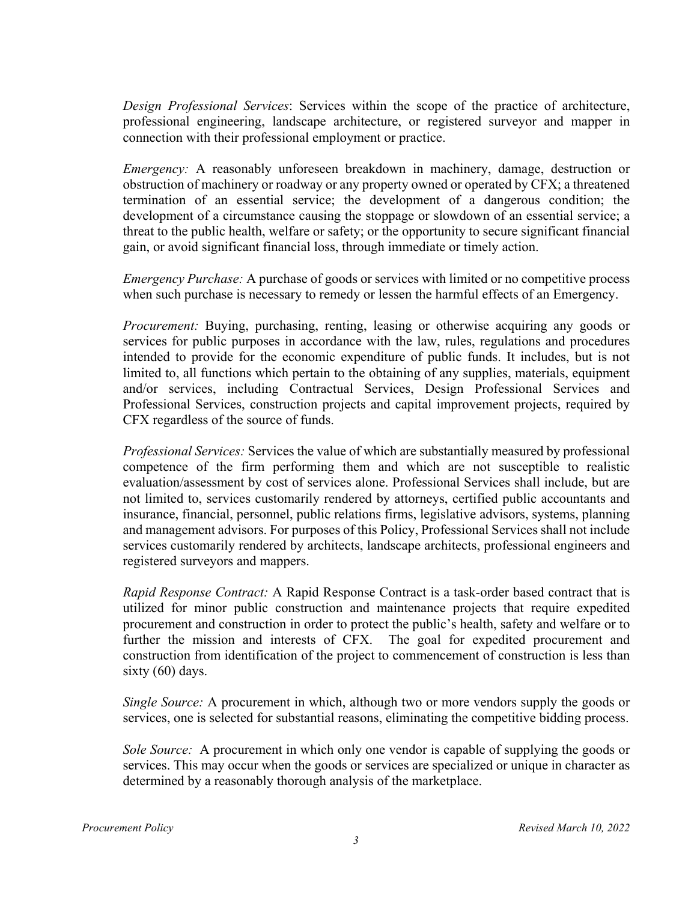*Design Professional Services*: Services within the scope of the practice of architecture, professional engineering, landscape architecture, or registered surveyor and mapper in connection with their professional employment or practice.

*Emergency:* A reasonably unforeseen breakdown in machinery, damage, destruction or obstruction of machinery or roadway or any property owned or operated by CFX; a threatened termination of an essential service; the development of a dangerous condition; the development of a circumstance causing the stoppage or slowdown of an essential service; a threat to the public health, welfare or safety; or the opportunity to secure significant financial gain, or avoid significant financial loss, through immediate or timely action.

*Emergency Purchase:* A purchase of goods or services with limited or no competitive process when such purchase is necessary to remedy or lessen the harmful effects of an Emergency.

*Procurement:* Buying, purchasing, renting, leasing or otherwise acquiring any goods or services for public purposes in accordance with the law, rules, regulations and procedures intended to provide for the economic expenditure of public funds. It includes, but is not limited to, all functions which pertain to the obtaining of any supplies, materials, equipment and/or services, including Contractual Services, Design Professional Services and Professional Services, construction projects and capital improvement projects, required by CFX regardless of the source of funds.

*Professional Services:* Services the value of which are substantially measured by professional competence of the firm performing them and which are not susceptible to realistic evaluation/assessment by cost of services alone. Professional Services shall include, but are not limited to, services customarily rendered by attorneys, certified public accountants and insurance, financial, personnel, public relations firms, legislative advisors, systems, planning and management advisors. For purposes of this Policy, Professional Services shall not include services customarily rendered by architects, landscape architects, professional engineers and registered surveyors and mappers.

*Rapid Response Contract:* A Rapid Response Contract is a task-order based contract that is utilized for minor public construction and maintenance projects that require expedited procurement and construction in order to protect the public's health, safety and welfare or to further the mission and interests of CFX. The goal for expedited procurement and construction from identification of the project to commencement of construction is less than sixty (60) days.

*Single Source:* A procurement in which, although two or more vendors supply the goods or services, one is selected for substantial reasons, eliminating the competitive bidding process.

*Sole Source:* A procurement in which only one vendor is capable of supplying the goods or services. This may occur when the goods or services are specialized or unique in character as determined by a reasonably thorough analysis of the marketplace.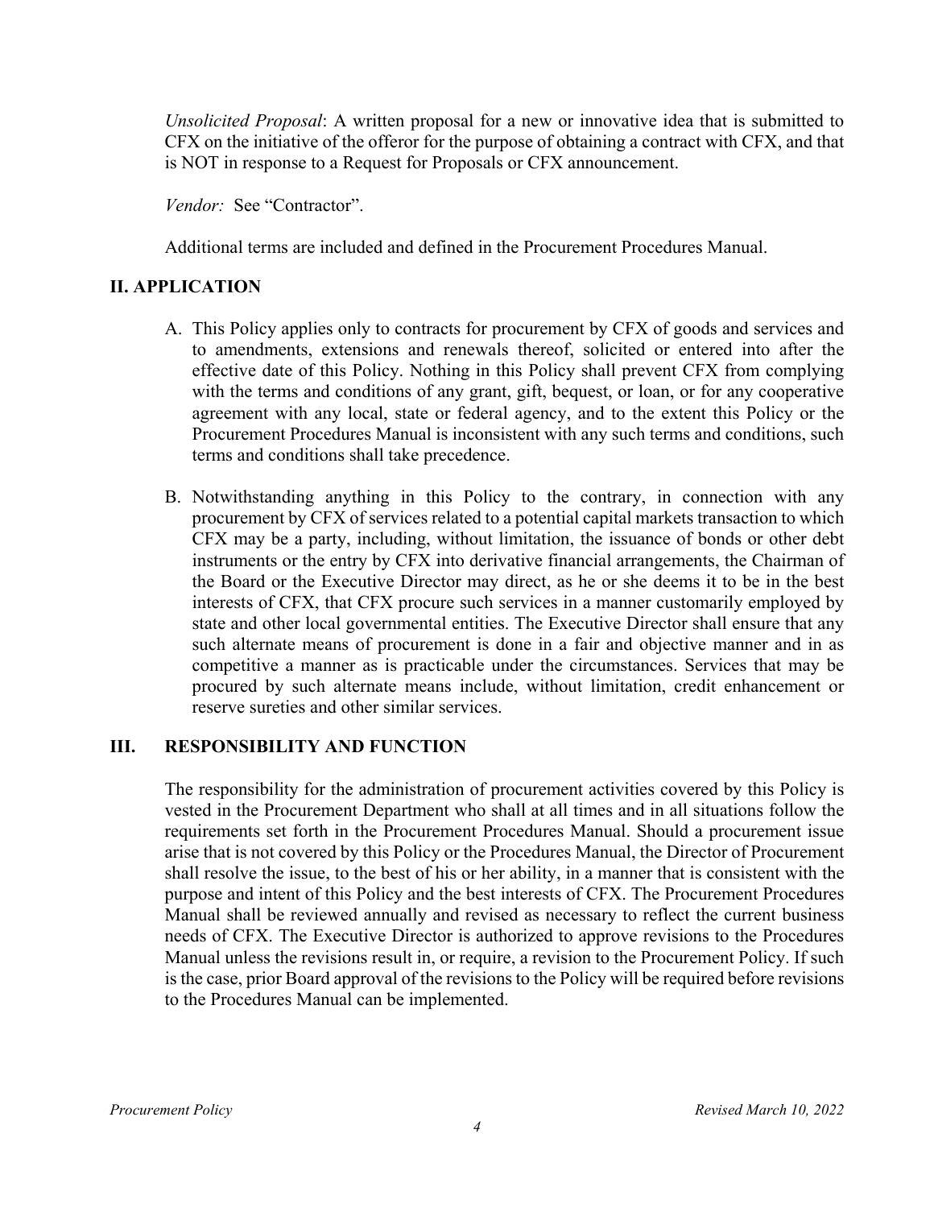*Unsolicited Proposal*: A written proposal for a new or innovative idea that is submitted to CFX on the initiative of the offeror for the purpose of obtaining a contract with CFX, and that is NOT in response to a Request for Proposals or CFX announcement.

*Vendor:* See "Contractor".

Additional terms are included and defined in the Procurement Procedures Manual.

## II. APPLICATION

A. This Policy applies only to contracts for procurement by CFX of goods and services and to amendments, extensions and renewals thereof, solicited or entered into after the effective date of this Policy. Nothing in this Policy shall prevent CFX from complying with the terms and conditions of any grant, gift, bequest, or loan, or for any cooperative agreement with any local, state or federal agency, and to the extent this Policy or the Procurement Procedures Manual is inconsistent with any such terms and conditions, such terms and conditions shall take precedence.

B. Notwithstanding anything in this Policy to the contrary, in connection with any procurement by CFX of services related to a potential capital markets transaction to which CFX may be a party, including, without limitation, the issuance of bonds or other debt instruments or the entry by CFX into derivative financial arrangements, the Chairman of the Board or the Executive Director may direct, as he or she deems it to be in the best interests of CFX, that CFX procure such services in a manner customarily employed by state and other local governmental entities. The Executive Director shall ensure that any such alternate means of procurement is done in a fair and objective manner and in as competitive a manner as is practicable under the circumstances. Services that may be procured by such alternate means include, without limitation, credit enhancement or reserve sureties and other similar services.

## III. RESPONSIBILITY AND FUNCTION

The responsibility for the administration of procurement activities covered by this Policy is vested in the Procurement Department who shall at all times and in all situations follow the requirements set forth in the Procurement Procedures Manual. Should a procurement issue arise that is not covered by this Policy or the Procedures Manual, the Director of Procurement shall resolve the issue, to the best of his or her ability, in a manner that is consistent with the purpose and intent of this Policy and the best interests of CFX. The Procurement Procedures Manual shall be reviewed annually and revised as necessary to reflect the current business needs of CFX. The Executive Director is authorized to approve revisions to the Procedures Manual unless the revisions result in, or require, a revision to the Procurement Policy. If such is the case, prior Board approval of the revisions to the Policy will be required before revisions to the Procedures Manual can be implemented.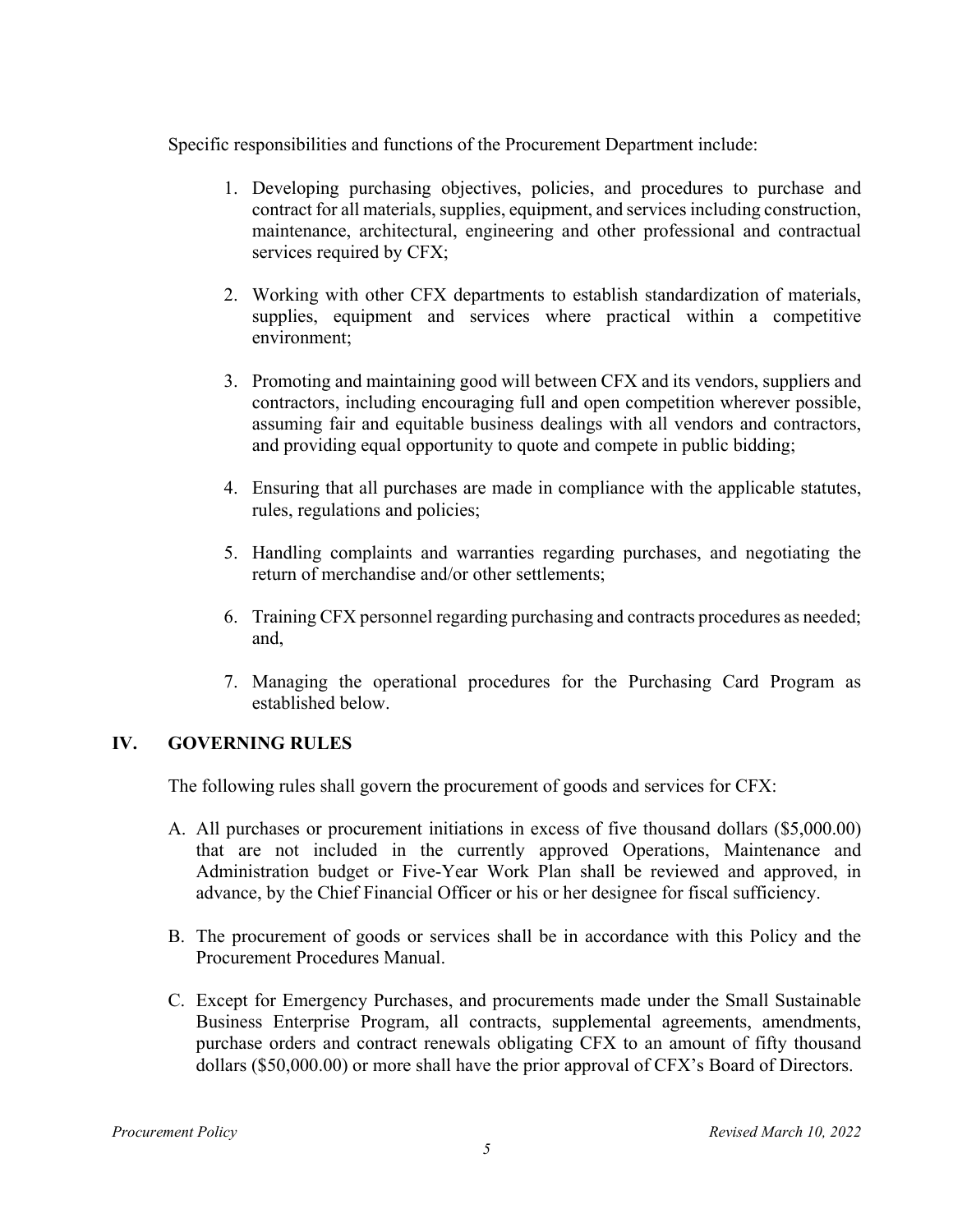Specific responsibilities and functions of the Procurement Department include:

1. Developing purchasing objectives, policies, and procedures to purchase and contract for all materials, supplies, equipment, and services including construction, maintenance, architectural, engineering and other professional and contractual services required by CFX;

2. Working with other CFX departments to establish standardization of materials, supplies, equipment and services where practical within a competitive environment;

3. Promoting and maintaining good will between CFX and its vendors, suppliers and contractors, including encouraging full and open competition wherever possible, assuming fair and equitable business dealings with all vendors and contractors, and providing equal opportunity to quote and compete in public bidding;

4. Ensuring that all purchases are made in compliance with the applicable statutes, rules, regulations and policies;

5. Handling complaints and warranties regarding purchases, and negotiating the return of merchandise and/or other settlements;

6. Training CFX personnel regarding purchasing and contracts procedures as needed; and,

7. Managing the operational procedures for the Purchasing Card Program as established below.

## IV. GOVERNING RULES

The following rules shall govern the procurement of goods and services for CFX:

A. All purchases or procurement initiations in excess of five thousand dollars ($5,000.00) that are not included in the currently approved Operations, Maintenance and Administration budget or Five-Year Work Plan shall be reviewed and approved, in advance, by the Chief Financial Officer or his or her designee for fiscal sufficiency.

B. The procurement of goods or services shall be in accordance with this Policy and the Procurement Procedures Manual.

C. Except for Emergency Purchases, and procurements made under the Small Sustainable Business Enterprise Program, all contracts, supplemental agreements, amendments, purchase orders and contract renewals obligating CFX to an amount of fifty thousand dollars ($50,000.00) or more shall have the prior approval of CFX's Board of Directors.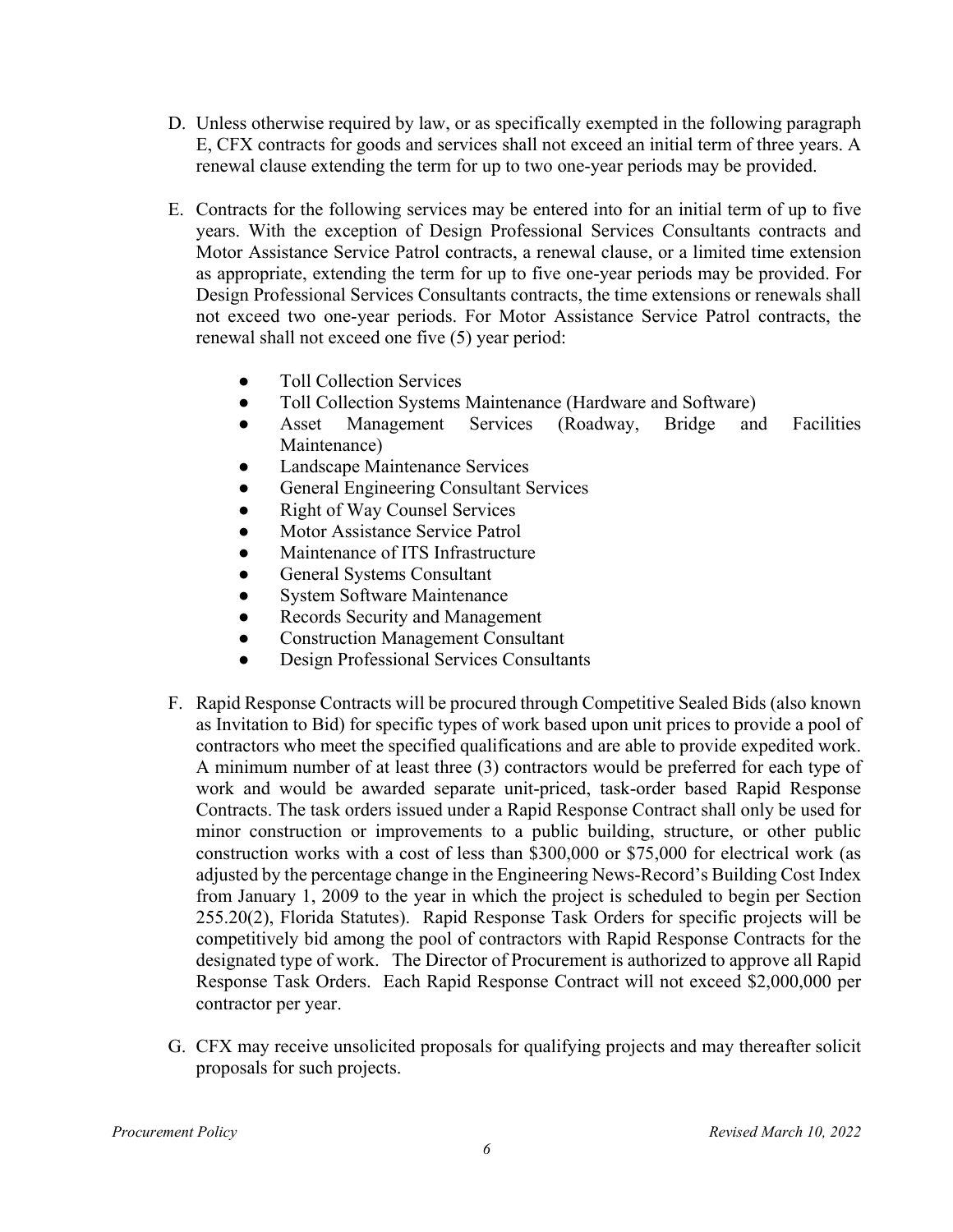D. Unless otherwise required by law, or as specifically exempted in the following paragraph E, CFX contracts for goods and services shall not exceed an initial term of three years. A renewal clause extending the term for up to two one-year periods may be provided.

E. Contracts for the following services may be entered into for an initial term of up to five years. With the exception of Design Professional Services Consultants contracts and Motor Assistance Service Patrol contracts, a renewal clause, or a limited time extension as appropriate, extending the term for up to five one-year periods may be provided. For Design Professional Services Consultants contracts, the time extensions or renewals shall not exceed two one-year periods. For Motor Assistance Service Patrol contracts, the renewal shall not exceed one five (5) year period:

   - Toll Collection Services
   - Toll Collection Systems Maintenance (Hardware and Software)
   - Asset Management Services (Roadway, Bridge and Facilities Maintenance)
   - Landscape Maintenance Services
   - General Engineering Consultant Services
   - Right of Way Counsel Services
   - Motor Assistance Service Patrol
   - Maintenance of ITS Infrastructure
   - General Systems Consultant
   - System Software Maintenance
   - Records Security and Management
   - Construction Management Consultant
   - Design Professional Services Consultants

F. Rapid Response Contracts will be procured through Competitive Sealed Bids (also known as Invitation to Bid) for specific types of work based upon unit prices to provide a pool of contractors who meet the specified qualifications and are able to provide expedited work. A minimum number of at least three (3) contractors would be preferred for each type of work and would be awarded separate unit-priced, task-order based Rapid Response Contracts. The task orders issued under a Rapid Response Contract shall only be used for minor construction or improvements to a public building, structure, or other public construction works with a cost of less than $300,000 or $75,000 for electrical work (as adjusted by the percentage change in the Engineering News-Record's Building Cost Index from January 1, 2009 to the year in which the project is scheduled to begin per Section 255.20(2), Florida Statutes). Rapid Response Task Orders for specific projects will be competitively bid among the pool of contractors with Rapid Response Contracts for the designated type of work. The Director of Procurement is authorized to approve all Rapid Response Task Orders. Each Rapid Response Contract will not exceed $2,000,000 per contractor per year.

G. CFX may receive unsolicited proposals for qualifying projects and may thereafter solicit proposals for such projects.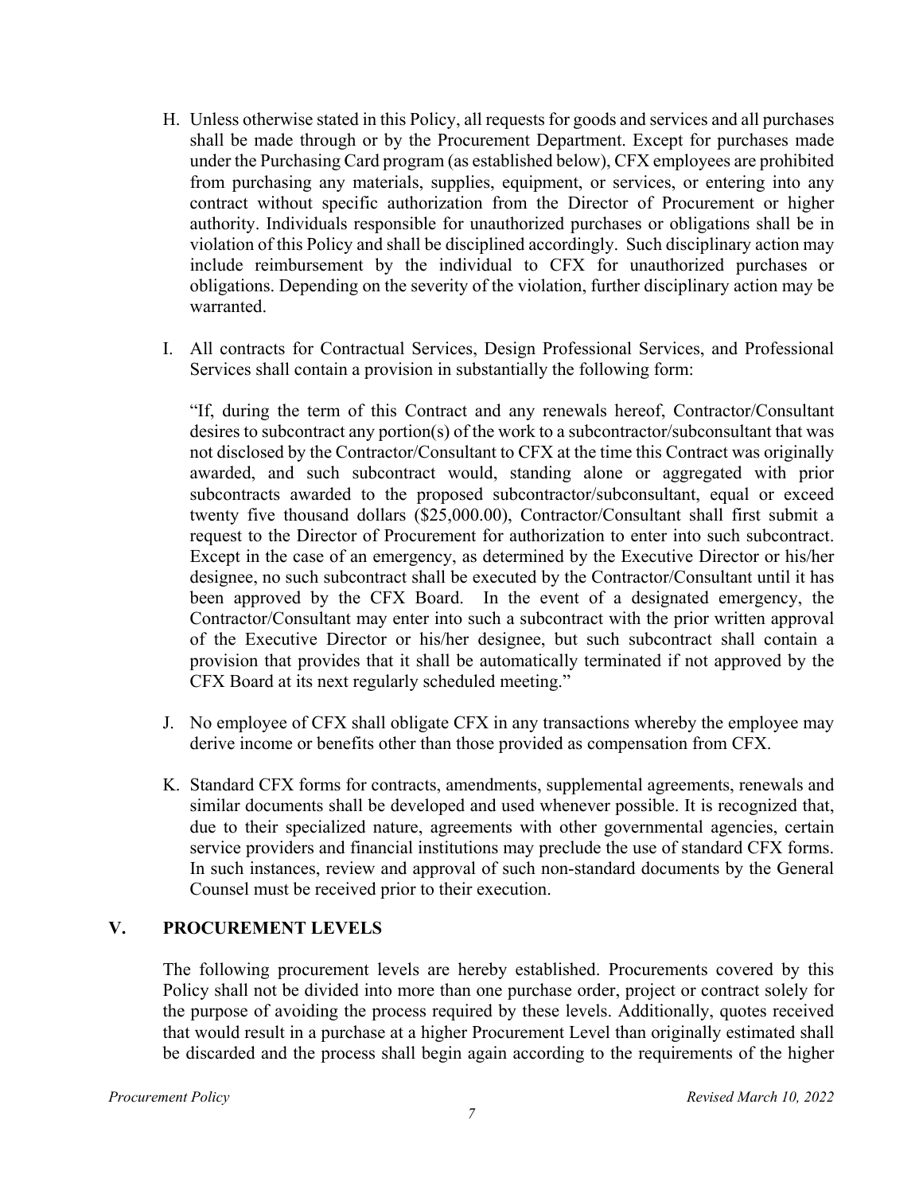H. Unless otherwise stated in this Policy, all requests for goods and services and all purchases shall be made through or by the Procurement Department. Except for purchases made under the Purchasing Card program (as established below), CFX employees are prohibited from purchasing any materials, supplies, equipment, or services, or entering into any contract without specific authorization from the Director of Procurement or higher authority. Individuals responsible for unauthorized purchases or obligations shall be in violation of this Policy and shall be disciplined accordingly. Such disciplinary action may include reimbursement by the individual to CFX for unauthorized purchases or obligations. Depending on the severity of the violation, further disciplinary action may be warranted.

I. All contracts for Contractual Services, Design Professional Services, and Professional Services shall contain a provision in substantially the following form:

   "If, during the term of this Contract and any renewals hereof, Contractor/Consultant desires to subcontract any portion(s) of the work to a subcontractor/subconsultant that was not disclosed by the Contractor/Consultant to CFX at the time this Contract was originally awarded, and such subcontract would, standing alone or aggregated with prior subcontracts awarded to the proposed subcontractor/subconsultant, equal or exceed twenty five thousand dollars ($25,000.00), Contractor/Consultant shall first submit a request to the Director of Procurement for authorization to enter into such subcontract. Except in the case of an emergency, as determined by the Executive Director or his/her designee, no such subcontract shall be executed by the Contractor/Consultant until it has been approved by the CFX Board. In the event of a designated emergency, the Contractor/Consultant may enter into such a subcontract with the prior written approval of the Executive Director or his/her designee, but such subcontract shall contain a provision that provides that it shall be automatically terminated if not approved by the CFX Board at its next regularly scheduled meeting."

J. No employee of CFX shall obligate CFX in any transactions whereby the employee may derive income or benefits other than those provided as compensation from CFX.

K. Standard CFX forms for contracts, amendments, supplemental agreements, renewals and similar documents shall be developed and used whenever possible. It is recognized that, due to their specialized nature, agreements with other governmental agencies, certain service providers and financial institutions may preclude the use of standard CFX forms. In such instances, review and approval of such non-standard documents by the General Counsel must be received prior to their execution.

## V. PROCUREMENT LEVELS

The following procurement levels are hereby established. Procurements covered by this Policy shall not be divided into more than one purchase order, project or contract solely for the purpose of avoiding the process required by these levels. Additionally, quotes received that would result in a purchase at a higher Procurement Level than originally estimated shall be discarded and the process shall begin again according to the requirements of the higher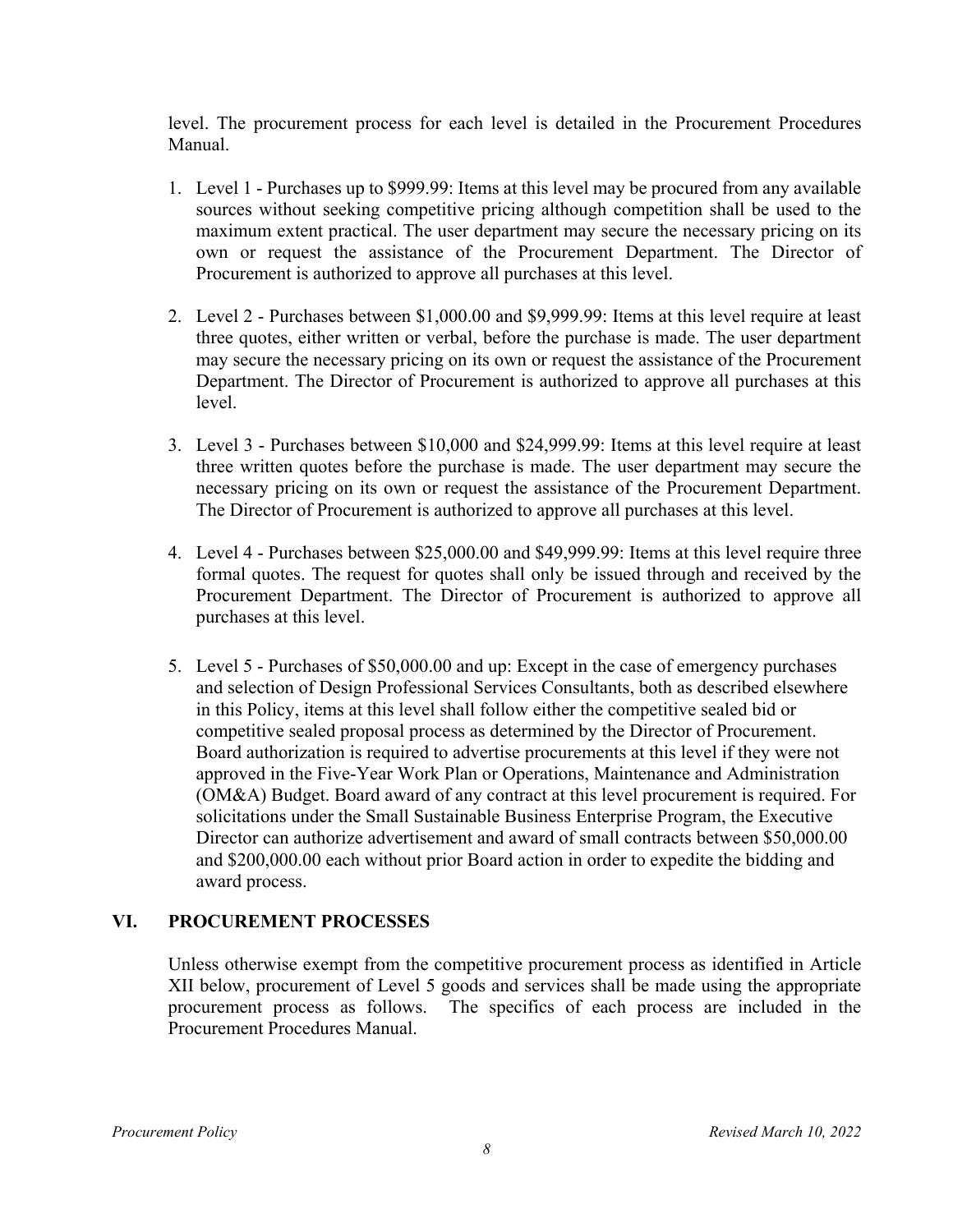level. The procurement process for each level is detailed in the Procurement Procedures Manual.

1. Level 1 - Purchases up to $999.99: Items at this level may be procured from any available sources without seeking competitive pricing although competition shall be used to the maximum extent practical. The user department may secure the necessary pricing on its own or request the assistance of the Procurement Department. The Director of Procurement is authorized to approve all purchases at this level.

2. Level 2 - Purchases between $1,000.00 and $9,999.99: Items at this level require at least three quotes, either written or verbal, before the purchase is made. The user department may secure the necessary pricing on its own or request the assistance of the Procurement Department. The Director of Procurement is authorized to approve all purchases at this level.

3. Level 3 - Purchases between $10,000 and $24,999.99: Items at this level require at least three written quotes before the purchase is made. The user department may secure the necessary pricing on its own or request the assistance of the Procurement Department. The Director of Procurement is authorized to approve all purchases at this level.

4. Level 4 - Purchases between $25,000.00 and $49,999.99: Items at this level require three formal quotes. The request for quotes shall only be issued through and received by the Procurement Department. The Director of Procurement is authorized to approve all purchases at this level.

5. Level 5 - Purchases of $50,000.00 and up: Except in the case of emergency purchases and selection of Design Professional Services Consultants, both as described elsewhere in this Policy, items at this level shall follow either the competitive sealed bid or competitive sealed proposal process as determined by the Director of Procurement. Board authorization is required to advertise procurements at this level if they were not approved in the Five-Year Work Plan or Operations, Maintenance and Administration (OM&A) Budget. Board award of any contract at this level procurement is required. For solicitations under the Small Sustainable Business Enterprise Program, the Executive Director can authorize advertisement and award of small contracts between $50,000.00 and $200,000.00 each without prior Board action in order to expedite the bidding and award process.

## VI. PROCUREMENT PROCESSES

Unless otherwise exempt from the competitive procurement process as identified in Article XII below, procurement of Level 5 goods and services shall be made using the appropriate procurement process as follows. The specifics of each process are included in the Procurement Procedures Manual.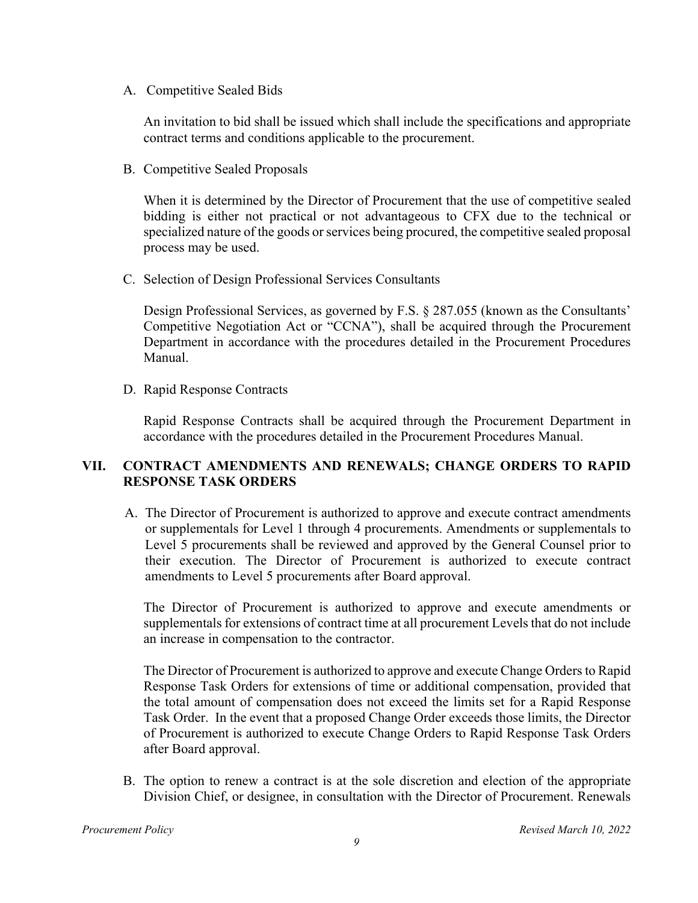A. Competitive Sealed Bids

An invitation to bid shall be issued which shall include the specifications and appropriate contract terms and conditions applicable to the procurement.

B. Competitive Sealed Proposals

When it is determined by the Director of Procurement that the use of competitive sealed bidding is either not practical or not advantageous to CFX due to the technical or specialized nature of the goods or services being procured, the competitive sealed proposal process may be used.

C. Selection of Design Professional Services Consultants

Design Professional Services, as governed by F.S. § 287.055 (known as the Consultants' Competitive Negotiation Act or "CCNA"), shall be acquired through the Procurement Department in accordance with the procedures detailed in the Procurement Procedures Manual.

D. Rapid Response Contracts

Rapid Response Contracts shall be acquired through the Procurement Department in accordance with the procedures detailed in the Procurement Procedures Manual.

## VII. CONTRACT AMENDMENTS AND RENEWALS; CHANGE ORDERS TO RAPID RESPONSE TASK ORDERS

A. The Director of Procurement is authorized to approve and execute contract amendments or supplementals for Level 1 through 4 procurements. Amendments or supplementals to Level 5 procurements shall be reviewed and approved by the General Counsel prior to their execution. The Director of Procurement is authorized to execute contract amendments to Level 5 procurements after Board approval.

The Director of Procurement is authorized to approve and execute amendments or supplementals for extensions of contract time at all procurement Levels that do not include an increase in compensation to the contractor.

The Director of Procurement is authorized to approve and execute Change Orders to Rapid Response Task Orders for extensions of time or additional compensation, provided that the total amount of compensation does not exceed the limits set for a Rapid Response Task Order. In the event that a proposed Change Order exceeds those limits, the Director of Procurement is authorized to execute Change Orders to Rapid Response Task Orders after Board approval.

B. The option to renew a contract is at the sole discretion and election of the appropriate Division Chief, or designee, in consultation with the Director of Procurement. Renewals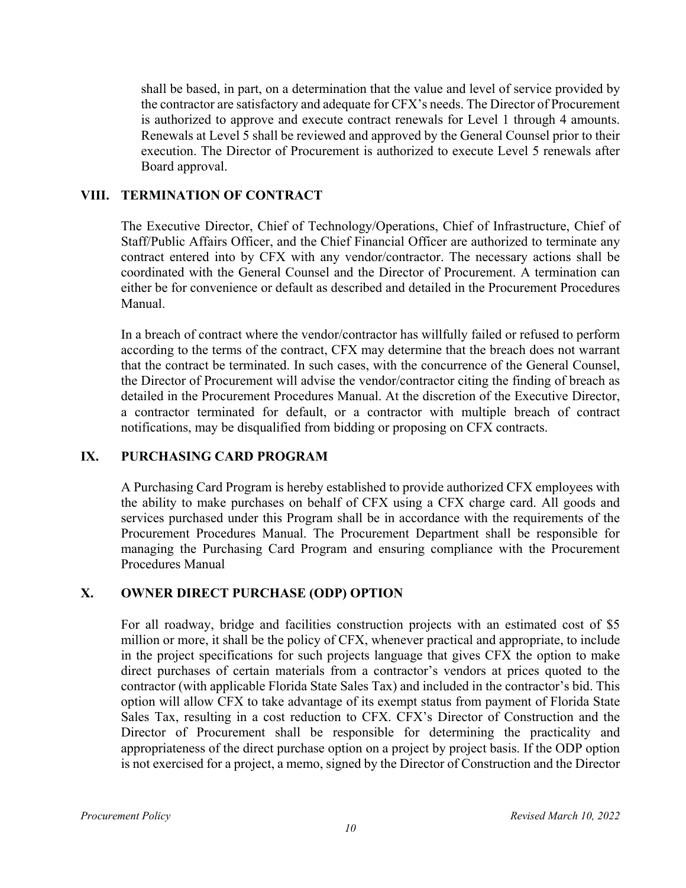shall be based, in part, on a determination that the value and level of service provided by the contractor are satisfactory and adequate for CFX's needs. The Director of Procurement is authorized to approve and execute contract renewals for Level 1 through 4 amounts. Renewals at Level 5 shall be reviewed and approved by the General Counsel prior to their execution. The Director of Procurement is authorized to execute Level 5 renewals after Board approval.

## VIII. TERMINATION OF CONTRACT

The Executive Director, Chief of Technology/Operations, Chief of Infrastructure, Chief of Staff/Public Affairs Officer, and the Chief Financial Officer are authorized to terminate any contract entered into by CFX with any vendor/contractor. The necessary actions shall be coordinated with the General Counsel and the Director of Procurement. A termination can either be for convenience or default as described and detailed in the Procurement Procedures Manual.

In a breach of contract where the vendor/contractor has willfully failed or refused to perform according to the terms of the contract, CFX may determine that the breach does not warrant that the contract be terminated. In such cases, with the concurrence of the General Counsel, the Director of Procurement will advise the vendor/contractor citing the finding of breach as detailed in the Procurement Procedures Manual. At the discretion of the Executive Director, a contractor terminated for default, or a contractor with multiple breach of contract notifications, may be disqualified from bidding or proposing on CFX contracts.

## IX. PURCHASING CARD PROGRAM

A Purchasing Card Program is hereby established to provide authorized CFX employees with the ability to make purchases on behalf of CFX using a CFX charge card. All goods and services purchased under this Program shall be in accordance with the requirements of the Procurement Procedures Manual. The Procurement Department shall be responsible for managing the Purchasing Card Program and ensuring compliance with the Procurement Procedures Manual

## X. OWNER DIRECT PURCHASE (ODP) OPTION

For all roadway, bridge and facilities construction projects with an estimated cost of $5 million or more, it shall be the policy of CFX, whenever practical and appropriate, to include in the project specifications for such projects language that gives CFX the option to make direct purchases of certain materials from a contractor's vendors at prices quoted to the contractor (with applicable Florida State Sales Tax) and included in the contractor's bid. This option will allow CFX to take advantage of its exempt status from payment of Florida State Sales Tax, resulting in a cost reduction to CFX. CFX's Director of Construction and the Director of Procurement shall be responsible for determining the practicality and appropriateness of the direct purchase option on a project by project basis. If the ODP option is not exercised for a project, a memo, signed by the Director of Construction and the Director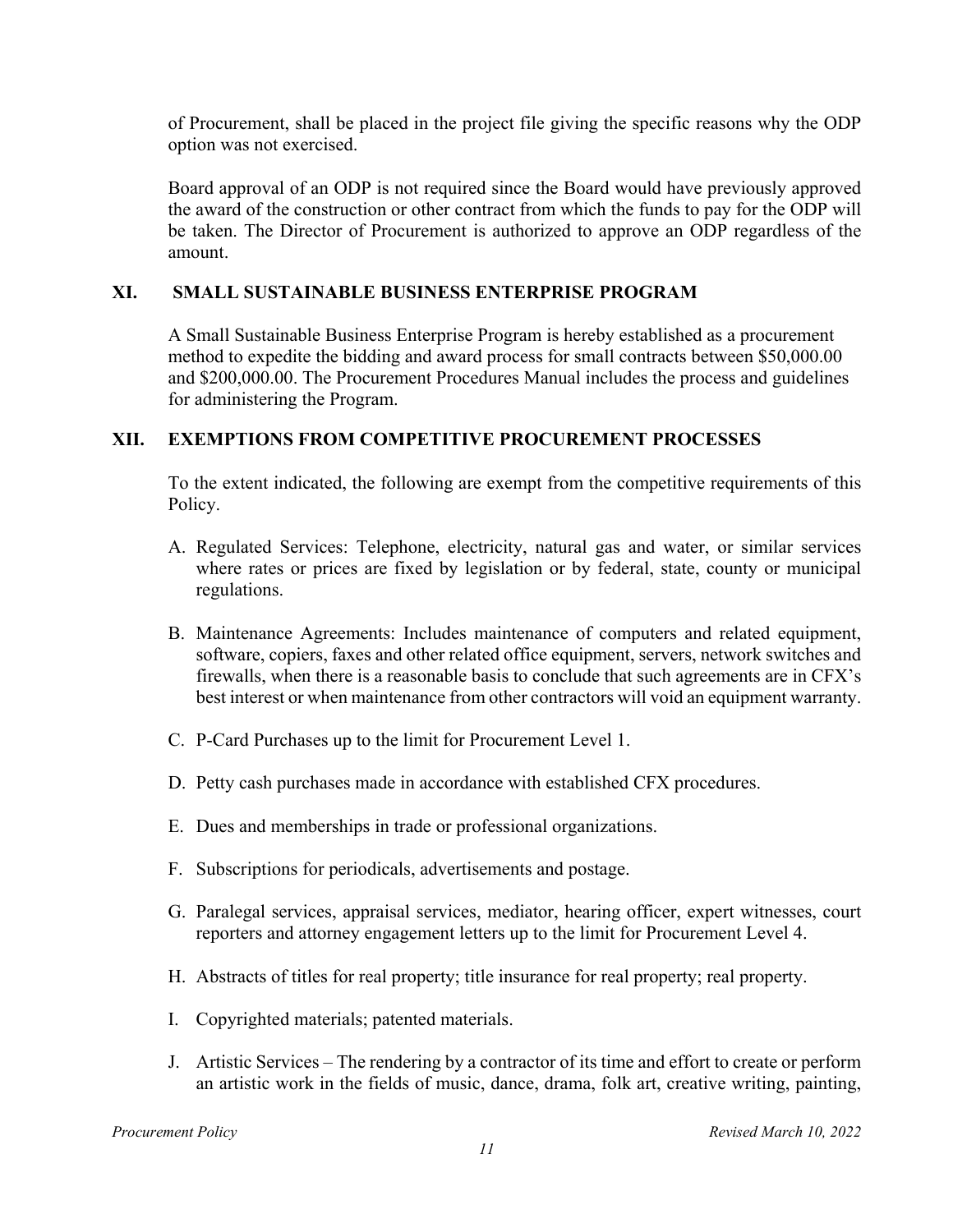of Procurement, shall be placed in the project file giving the specific reasons why the ODP option was not exercised.

Board approval of an ODP is not required since the Board would have previously approved the award of the construction or other contract from which the funds to pay for the ODP will be taken. The Director of Procurement is authorized to approve an ODP regardless of the amount.

## XI. SMALL SUSTAINABLE BUSINESS ENTERPRISE PROGRAM

A Small Sustainable Business Enterprise Program is hereby established as a procurement method to expedite the bidding and award process for small contracts between $50,000.00 and $200,000.00. The Procurement Procedures Manual includes the process and guidelines for administering the Program.

## XII. EXEMPTIONS FROM COMPETITIVE PROCUREMENT PROCESSES

To the extent indicated, the following are exempt from the competitive requirements of this Policy.

A. Regulated Services: Telephone, electricity, natural gas and water, or similar services where rates or prices are fixed by legislation or by federal, state, county or municipal regulations.

B. Maintenance Agreements: Includes maintenance of computers and related equipment, software, copiers, faxes and other related office equipment, servers, network switches and firewalls, when there is a reasonable basis to conclude that such agreements are in CFX's best interest or when maintenance from other contractors will void an equipment warranty.

C. P-Card Purchases up to the limit for Procurement Level 1.

D. Petty cash purchases made in accordance with established CFX procedures.

E. Dues and memberships in trade or professional organizations.

F. Subscriptions for periodicals, advertisements and postage.

G. Paralegal services, appraisal services, mediator, hearing officer, expert witnesses, court reporters and attorney engagement letters up to the limit for Procurement Level 4.

H. Abstracts of titles for real property; title insurance for real property; real property.

I. Copyrighted materials; patented materials.

J. Artistic Services – The rendering by a contractor of its time and effort to create or perform an artistic work in the fields of music, dance, drama, folk art, creative writing, painting,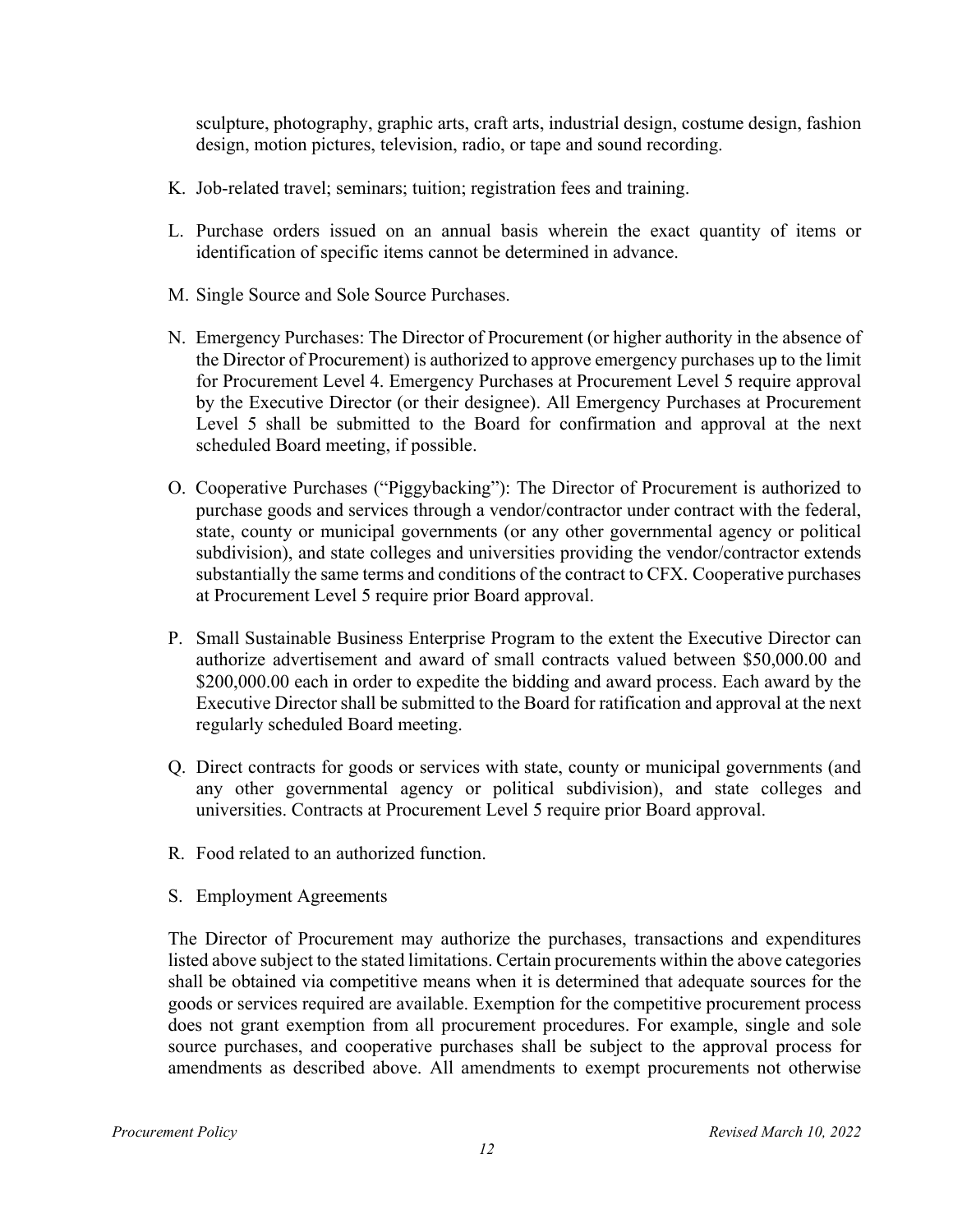sculpture, photography, graphic arts, craft arts, industrial design, costume design, fashion design, motion pictures, television, radio, or tape and sound recording.

K. Job-related travel; seminars; tuition; registration fees and training.

L. Purchase orders issued on an annual basis wherein the exact quantity of items or identification of specific items cannot be determined in advance.

M. Single Source and Sole Source Purchases.

N. Emergency Purchases: The Director of Procurement (or higher authority in the absence of the Director of Procurement) is authorized to approve emergency purchases up to the limit for Procurement Level 4. Emergency Purchases at Procurement Level 5 require approval by the Executive Director (or their designee). All Emergency Purchases at Procurement Level 5 shall be submitted to the Board for confirmation and approval at the next scheduled Board meeting, if possible.

O. Cooperative Purchases ("Piggybacking"): The Director of Procurement is authorized to purchase goods and services through a vendor/contractor under contract with the federal, state, county or municipal governments (or any other governmental agency or political subdivision), and state colleges and universities providing the vendor/contractor extends substantially the same terms and conditions of the contract to CFX. Cooperative purchases at Procurement Level 5 require prior Board approval.

P. Small Sustainable Business Enterprise Program to the extent the Executive Director can authorize advertisement and award of small contracts valued between $50,000.00 and $200,000.00 each in order to expedite the bidding and award process. Each award by the Executive Director shall be submitted to the Board for ratification and approval at the next regularly scheduled Board meeting.

Q. Direct contracts for goods or services with state, county or municipal governments (and any other governmental agency or political subdivision), and state colleges and universities. Contracts at Procurement Level 5 require prior Board approval.

R. Food related to an authorized function.

S. Employment Agreements

The Director of Procurement may authorize the purchases, transactions and expenditures listed above subject to the stated limitations. Certain procurements within the above categories shall be obtained via competitive means when it is determined that adequate sources for the goods or services required are available. Exemption for the competitive procurement process does not grant exemption from all procurement procedures. For example, single and sole source purchases, and cooperative purchases shall be subject to the approval process for amendments as described above. All amendments to exempt procurements not otherwise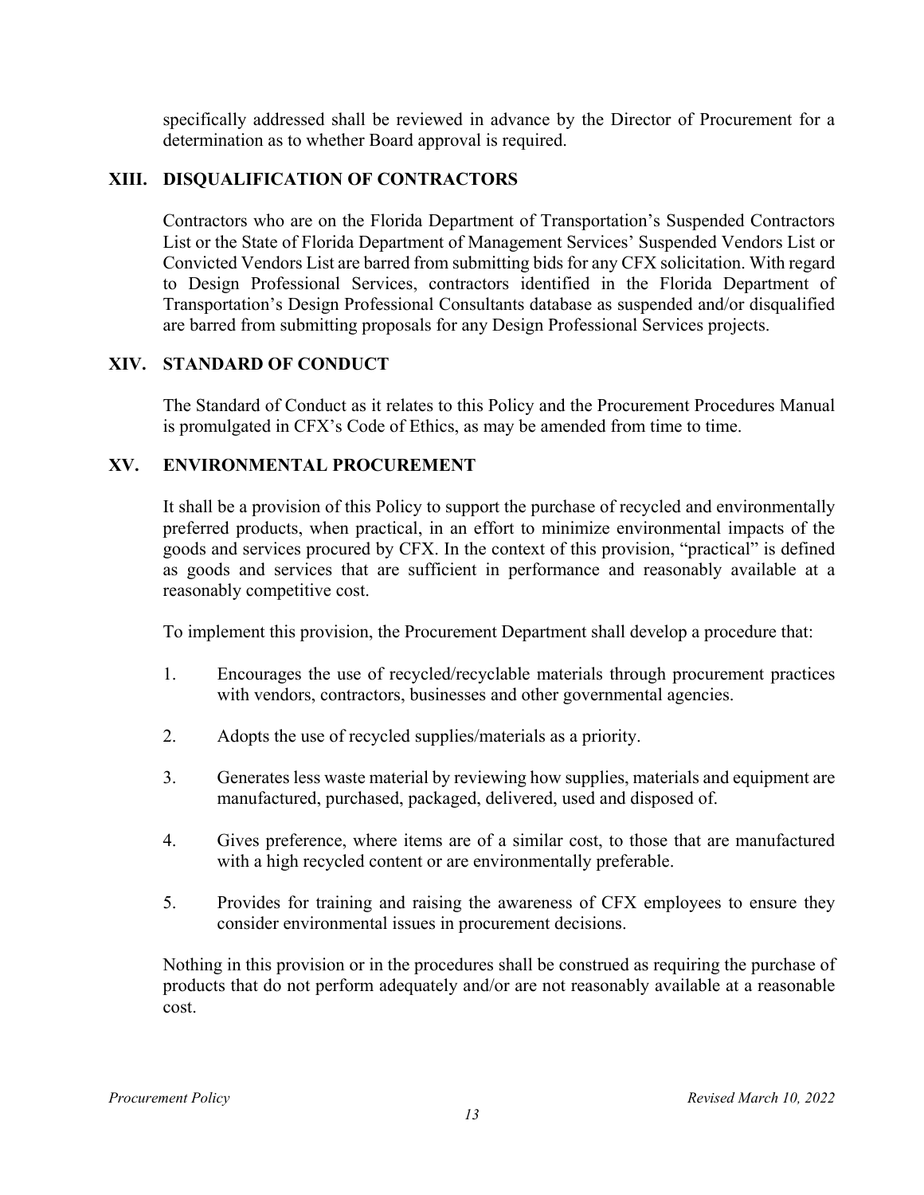specifically addressed shall be reviewed in advance by the Director of Procurement for a determination as to whether Board approval is required.

## XIII. DISQUALIFICATION OF CONTRACTORS

Contractors who are on the Florida Department of Transportation's Suspended Contractors List or the State of Florida Department of Management Services' Suspended Vendors List or Convicted Vendors List are barred from submitting bids for any CFX solicitation. With regard to Design Professional Services, contractors identified in the Florida Department of Transportation's Design Professional Consultants database as suspended and/or disqualified are barred from submitting proposals for any Design Professional Services projects.

## XIV. STANDARD OF CONDUCT

The Standard of Conduct as it relates to this Policy and the Procurement Procedures Manual is promulgated in CFX's Code of Ethics, as may be amended from time to time.

## XV. ENVIRONMENTAL PROCUREMENT

It shall be a provision of this Policy to support the purchase of recycled and environmentally preferred products, when practical, in an effort to minimize environmental impacts of the goods and services procured by CFX. In the context of this provision, "practical" is defined as goods and services that are sufficient in performance and reasonably available at a reasonably competitive cost.

To implement this provision, the Procurement Department shall develop a procedure that:

1. Encourages the use of recycled/recyclable materials through procurement practices with vendors, contractors, businesses and other governmental agencies.
2. Adopts the use of recycled supplies/materials as a priority.
3. Generates less waste material by reviewing how supplies, materials and equipment are manufactured, purchased, packaged, delivered, used and disposed of.
4. Gives preference, where items are of a similar cost, to those that are manufactured with a high recycled content or are environmentally preferable.
5. Provides for training and raising the awareness of CFX employees to ensure they consider environmental issues in procurement decisions.

Nothing in this provision or in the procedures shall be construed as requiring the purchase of products that do not perform adequately and/or are not reasonably available at a reasonable cost.